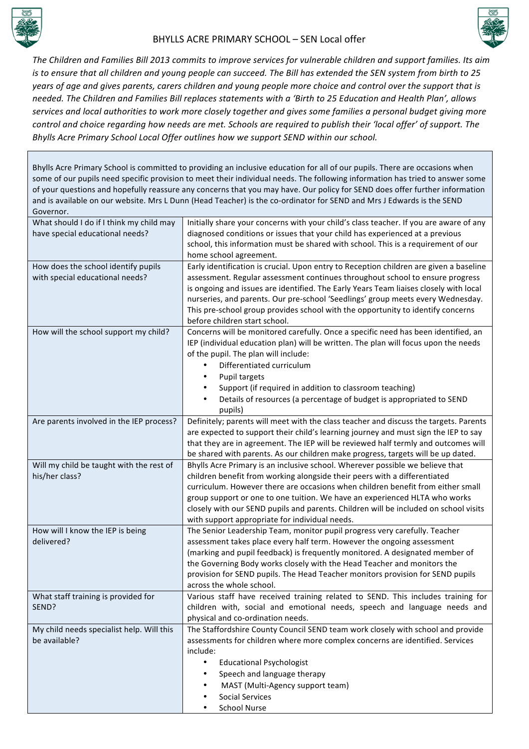# BHYLLS ACRE PRIMARY SCHOOL – SEN Local offer

*The Children and Families Bill 2013 commits to improve services for vulnerable children and support families. Its aim is to ensure that all children and young people can succeed. The Bill has extended the SEN system from birth to 25 years of age and gives parents, carers children and young people more choice and control over the support that is needed. The Children and Families Bill replaces statements with a 'Birth to 25 Education and Health Plan', allows services and local authorities to work more closely together and gives some families a personal budget giving more control and choice regarding how needs are met. Schools are required to publish their 'local offer' of support. The Bhylls Acre Primary School Local Offer outlines how we support SEND within our school.*

Bhylls Acre Primary School is committed to providing an inclusive education for all of our pupils. There are occasions when some of our pupils need specific provision to meet their individual needs. The following information has tried to answer some of your questions and hopefully reassure any concerns that you may have. Our policy for SEND does offer further information and is available on our website. Mrs L Dunn (Head Teacher) is the co-ordinator for SEND and Mrs J Edwards is the SEND Governor.

| Question | Answer |
| --- | --- |
| What should I do if I think my child may have special educational needs? | Initially share your concerns with your child's class teacher. If you are aware of any diagnosed conditions or issues that your child has experienced at a previous school, this information must be shared with school. This is a requirement of our home school agreement. |
| How does the school identify pupils with special educational needs? | Early identification is crucial. Upon entry to Reception children are given a baseline assessment. Regular assessment continues throughout school to ensure progress is ongoing and issues are identified. The Early Years Team liaises closely with local nurseries, and parents. Our pre-school 'Seedlings' group meets every Wednesday. This pre-school group provides school with the opportunity to identify concerns before children start school. |
| How will the school support my child? | Concerns will be monitored carefully. Once a specific need has been identified, an IEP (individual education plan) will be written. The plan will focus upon the needs of the pupil. The plan will include:<br>• Differentiated curriculum<br>• Pupil targets<br>• Support (if required in addition to classroom teaching)<br>• Details of resources (a percentage of budget is appropriated to SEND pupils) |
| Are parents involved in the IEP process? | Definitely; parents will meet with the class teacher and discuss the targets. Parents are expected to support their child's learning journey and must sign the IEP to say that they are in agreement. The IEP will be reviewed half termly and outcomes will be shared with parents. As our children make progress, targets will be up dated. |
| Will my child be taught with the rest of his/her class? | Bhylls Acre Primary is an inclusive school. Wherever possible we believe that children benefit from working alongside their peers with a differentiated curriculum. However there are occasions when children benefit from either small group support or one to one tuition. We have an experienced HLTA who works closely with our SEND pupils and parents. Children will be included on school visits with support appropriate for individual needs. |
| How will I know the IEP is being delivered? | The Senior Leadership Team, monitor pupil progress very carefully. Teacher assessment takes place every half term. However the ongoing assessment (marking and pupil feedback) is frequently monitored. A designated member of the Governing Body works closely with the Head Teacher and monitors the provision for SEND pupils. The Head Teacher monitors provision for SEND pupils across the whole school. |
| What staff training is provided for SEND? | Various staff have received training related to SEND. This includes training for children with, social and emotional needs, speech and language needs and physical and co-ordination needs. |
| My child needs specialist help. Will this be available? | The Staffordshire County Council SEND team work closely with school and provide assessments for children where more complex concerns are identified. Services include:<br>• Educational Psychologist<br>• Speech and language therapy<br>• MAST (Multi-Agency support team)<br>• Social Services<br>• School Nurse |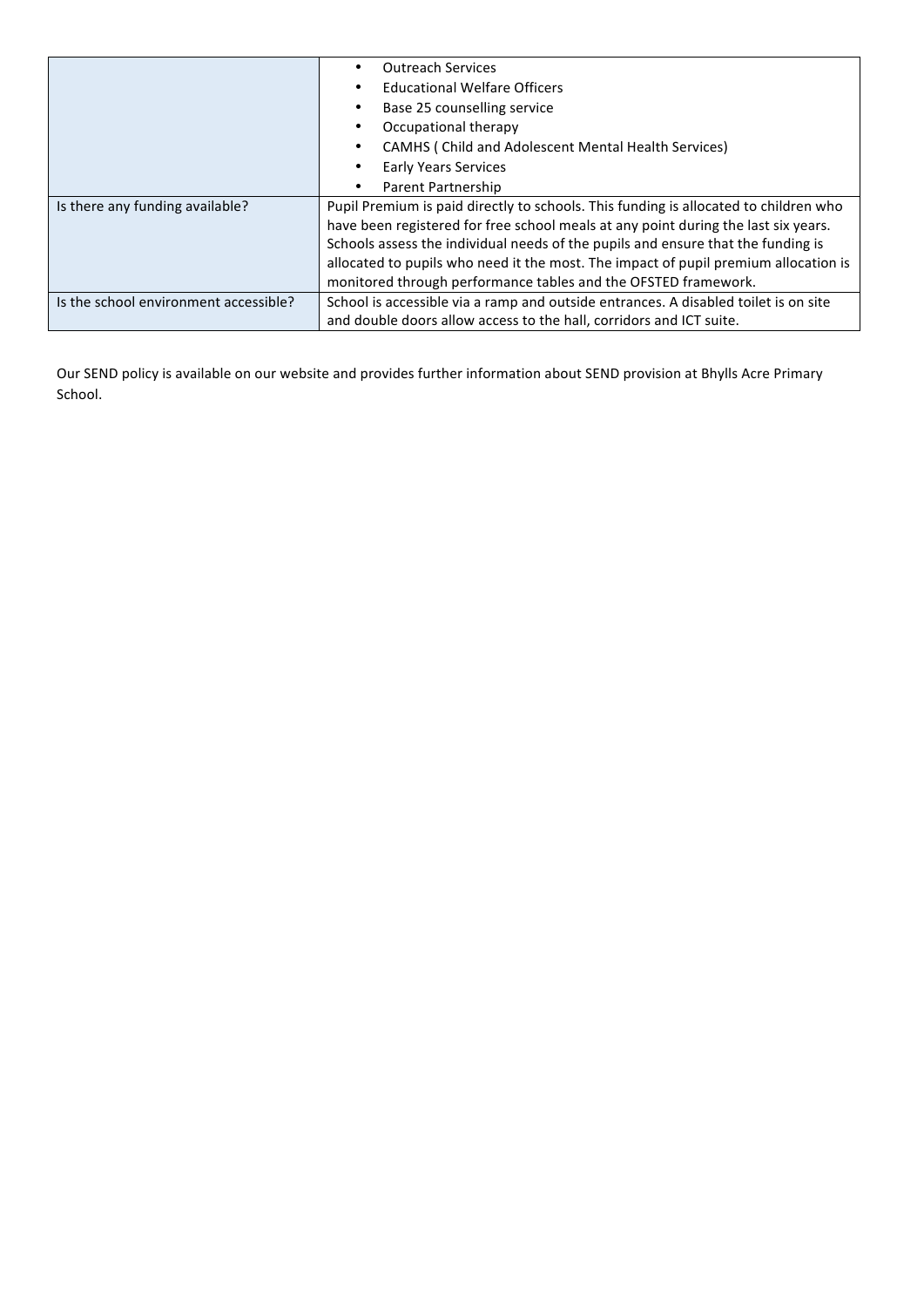| | |
|---|---|
| | • Outreach Services<br>• Educational Welfare Officers<br>• Base 25 counselling service<br>• Occupational therapy<br>• CAMHS ( Child and Adolescent Mental Health Services)<br>• Early Years Services<br>• Parent Partnership |
| Is there any funding available? | Pupil Premium is paid directly to schools. This funding is allocated to children who have been registered for free school meals at any point during the last six years. Schools assess the individual needs of the pupils and ensure that the funding is allocated to pupils who need it the most. The impact of pupil premium allocation is monitored through performance tables and the OFSTED framework. |
| Is the school environment accessible? | School is accessible via a ramp and outside entrances. A disabled toilet is on site and double doors allow access to the hall, corridors and ICT suite. |

Our SEND policy is available on our website and provides further information about SEND provision at Bhylls Acre Primary School.